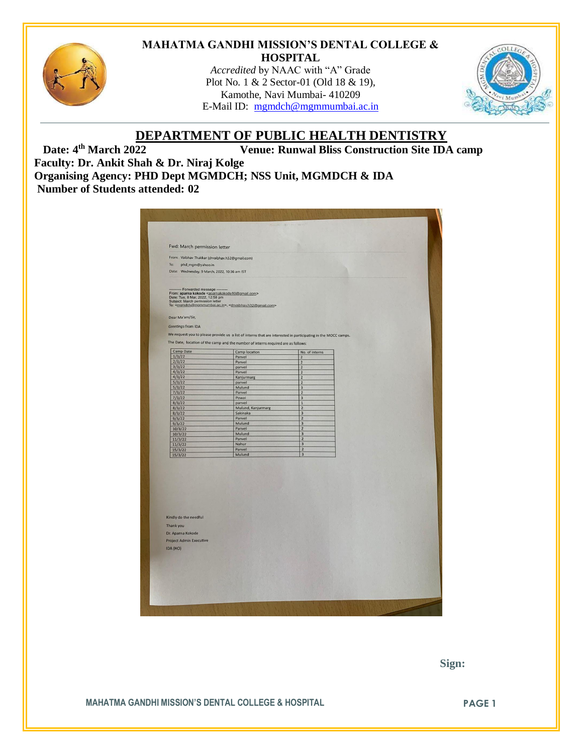# MAHATMA GANDHI MISSION'S DENTAL COLLEGE & HOSPITAL

*Accredited* by NAAC with "A" Grade
Plot No. 1 & 2 Sector-01 (Old 18 & 19),
Kamothe, Navi Mumbai- 410209
E-Mail ID: mgmdch@mgmmumbai.ac.in

## DEPARTMENT OF PUBLIC HEALTH DENTISTRY

**Date: 4th March 2022** **Venue: Runwal Bliss Construction Site IDA camp**

**Faculty: Dr. Ankit Shah & Dr. Niraj Kolge**

**Organising Agency: PHD Dept MGMDCH; NSS Unit, MGMDCH & IDA**

**Number of Students attended: 02**

Fwd: March permission letter

From: Vaibhav Thakkar (drvaibhav.h32@gmail.com)
To: phd_mgm@yahoo.in
Date: Wednesday, 9 March, 2022, 10:36 am IST

---------- Forwarded message ---------
From: aparna kokode <aparnakokode10@gmail.com>
Date: Tue, 8 Mar, 2022, 12:58 pm
Subject: March permission letter
To: <mgmdch@mgmmumbai.ac.in>, <drvaibhav.h32@gmail.com>

Dear Ma'am/Sir,

*Greetings* from IDA

We request you to please provide us a list of interns that are interested in participating in the MOCC camps.

The Date, location of the camp and the number of interns required are as follows:

| Camp Date | Camp location | No. of interns |
| --- | --- | --- |
| 1/3/22 | Panvel | 2 |
| 2/3/22 | Panvel | 2 |
| 3/3/22 | panvel | 2 |
| 4/3/22 | Panvel | 2 |
| 4/3/22 | Kanjurmarg | 2 |
| 5/3/22 | panvel | 2 |
| 5/3/22 | Mulund | 3 |
| 7/3/22 | Panvel | 2 |
| 7/3/22 | Powai | 3 |
| 8/3/22 | panvel | 1 |
| 8/3/22 | Mulund, Kanjurmarg | 2 |
| 8/3/22 | Sakinaka | 3 |
| 9/3/22 | Panvel | 2 |
| 9/3/22 | Mulund | 3 |
| 10/3/22 | Panvel | 2 |
| 10/3/22 | Mulund | 3 |
| 11/3/22 | Panvel | 2 |
| 11/3/22 | Nahur | 3 |
| 15/3/22 | Panvel | 2 |
| 15/3/22 | Mulund | 3 |

Kindly do the needful

Thank you

Dr. Aparna Kokode
Project Admin Executive
IDA (HO)

**Sign:**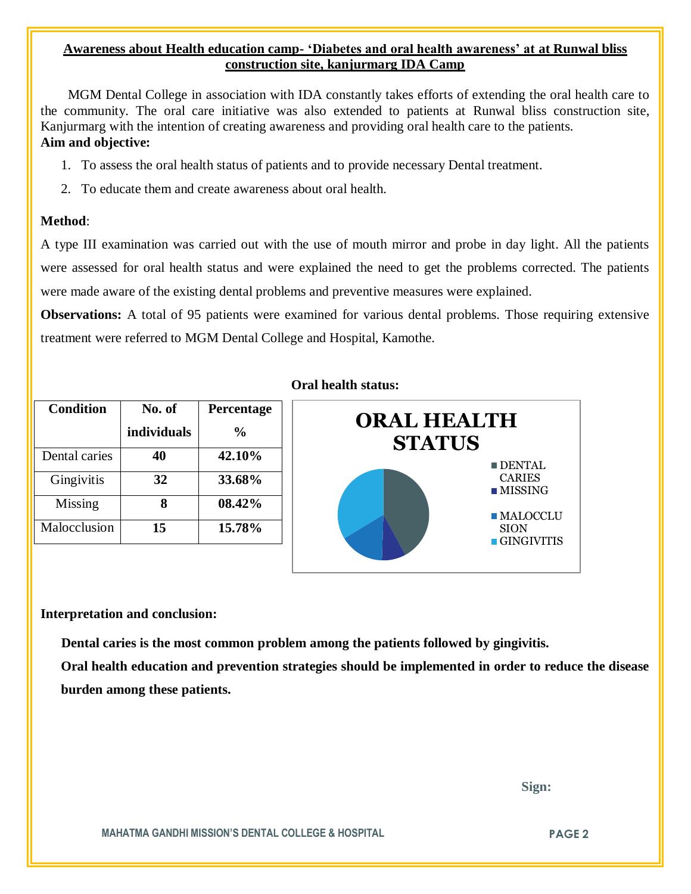**Awareness about Health education camp- 'Diabetes and oral health awareness' at at Runwal bliss construction site, kanjurmarg IDA Camp**

MGM Dental College in association with IDA constantly takes efforts of extending the oral health care to the community. The oral care initiative was also extended to patients at Runwal bliss construction site, Kanjurmarg with the intention of creating awareness and providing oral health care to the patients.

**Aim and objective:**

1. To assess the oral health status of patients and to provide necessary Dental treatment.
2. To educate them and create awareness about oral health.

**Method**:

A type III examination was carried out with the use of mouth mirror and probe in day light. All the patients were assessed for oral health status and were explained the need to get the problems corrected. The patients were made aware of the existing dental problems and preventive measures were explained.

**Observations:** A total of 95 patients were examined for various dental problems. Those requiring extensive treatment were referred to MGM Dental College and Hospital, Kamothe.

**Oral health status:**

| Condition | No. of individuals | Percentage % |
|---|---|---|
| Dental caries | **40** | **42.10%** |
| Gingivitis | **32** | **33.68%** |
| Missing | **8** | **08.42%** |
| Malocclusion | **15** | **15.78%** |

**Interpretation and conclusion:**

**Dental caries is the most common problem among the patients followed by gingivitis.**

**Oral health education and prevention strategies should be implemented in order to reduce the disease burden among these patients.**

**Sign:**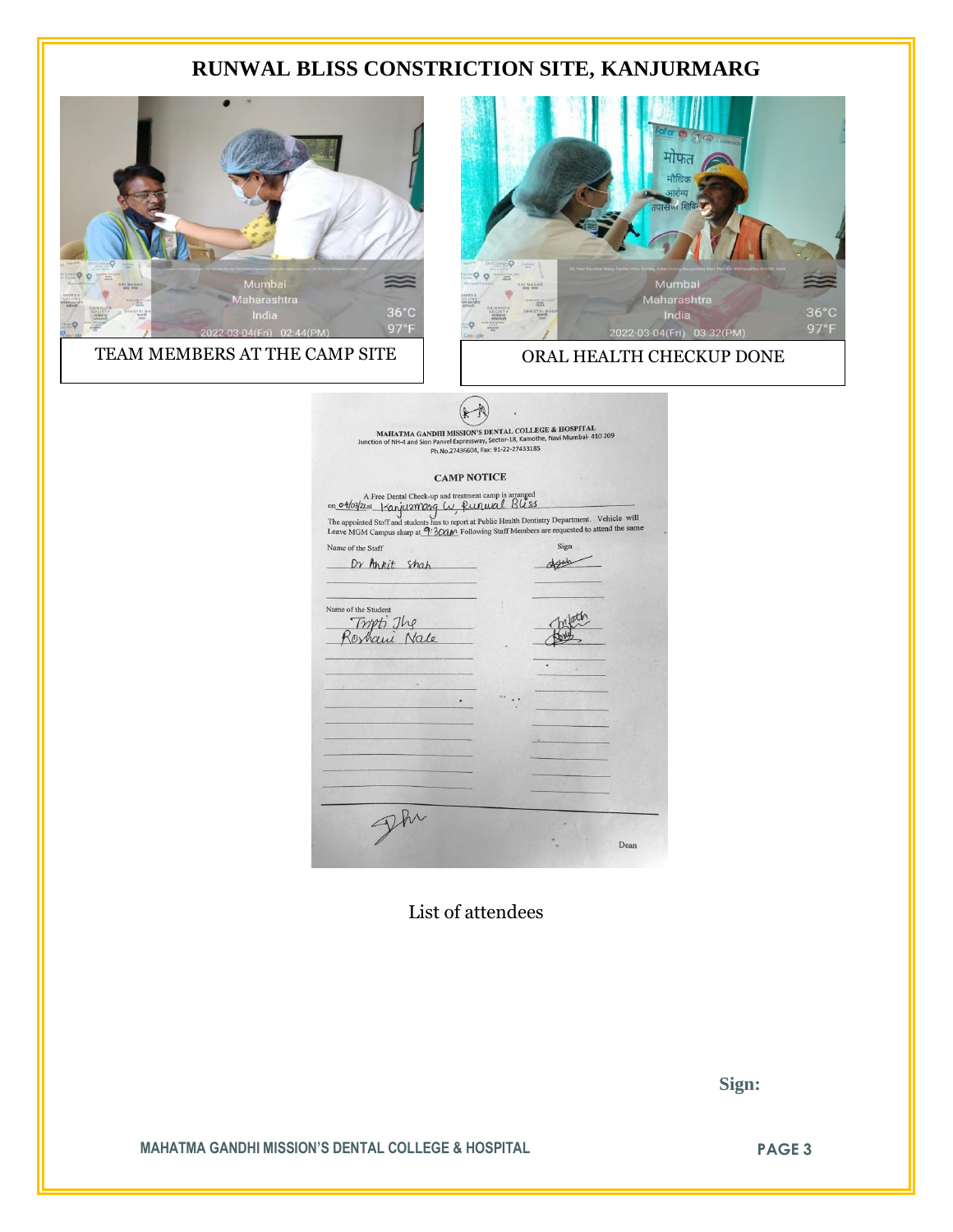# RUNWAL BLISS CONSTRICTION SITE, KANJURMARG

TEAM MEMBERS AT THE CAMP SITE

ORAL HEALTH CHECKUP DONE

MAHATMA GANDHI MISSION'S DENTAL COLLEGE & HOSPITAL
Junction of NH-4 and Sion Panvel Expressway, Sector-18, Kamothe, Navi Mumbai- 410 209
Ph.No.27436604, Fax: 91-22-27433185

**CAMP NOTICE**

A Free Dental Check-up and treatment camp is arranged on 04/03/22 at Kanjurmarg (W), Runwal Bliss

The appointed Staff and students has to report at Public Health Dentistry Department. Vehicle will Leave MGM Campus sharp at 9:30am Following Staff Members are requested to attend the same

| Name of the Staff | Sign |
|---|---|
| Dr Ankit Shah | |

| Name of the Student | Sign |
|---|---|
| Trupti Jhe | |
| Roshani Nale | |

Dean

List of attendees

**Sign:**